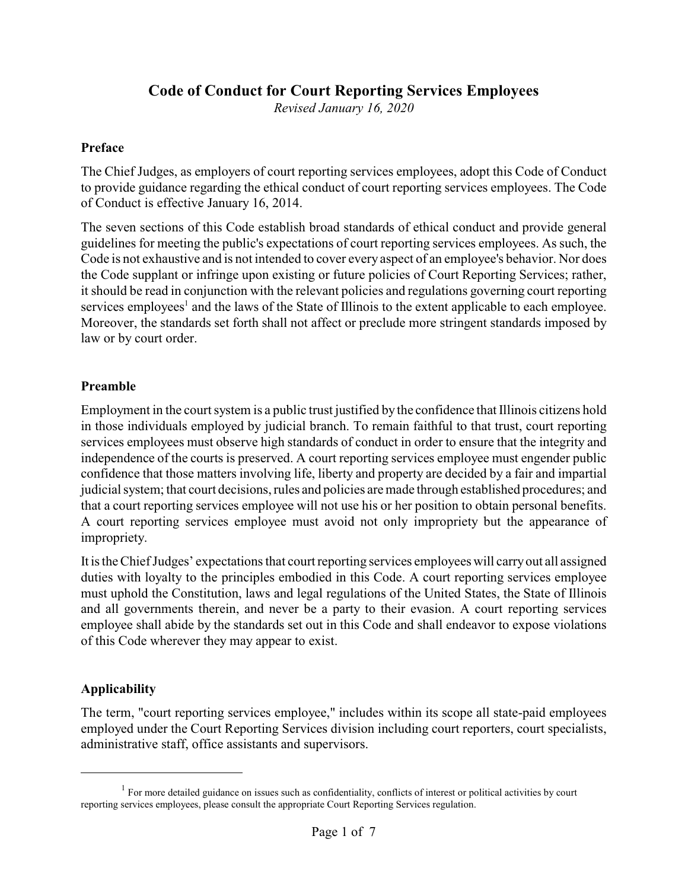# Code of Conduct for Court Reporting Services Employees

*Revised January 16, 2020*

## Preface

The Chief Judges, as employers of court reporting services employees, adopt this Code of Conduct to provide guidance regarding the ethical conduct of court reporting services employees. The Code of Conduct is effective January 16, 2014.

The seven sections of this Code establish broad standards of ethical conduct and provide general guidelines for meeting the public's expectations of court reporting services employees. As such, the Code is not exhaustive and is not intended to cover every aspect of an employee's behavior. Nor does the Code supplant or infringe upon existing or future policies of Court Reporting Services; rather, it should be read in conjunction with the relevant policies and regulations governing court reporting services employees[1] and the laws of the State of Illinois to the extent applicable to each employee. Moreover, the standards set forth shall not affect or preclude more stringent standards imposed by law or by court order.

## Preamble

Employment in the court system is a public trust justified by the confidence that Illinois citizens hold in those individuals employed by judicial branch. To remain faithful to that trust, court reporting services employees must observe high standards of conduct in order to ensure that the integrity and independence of the courts is preserved. A court reporting services employee must engender public confidence that those matters involving life, liberty and property are decided by a fair and impartial judicial system; that court decisions, rules and policies are made through established procedures; and that a court reporting services employee will not use his or her position to obtain personal benefits. A court reporting services employee must avoid not only impropriety but the appearance of impropriety.

It is the Chief Judges' expectations that court reporting services employees will carry out all assigned duties with loyalty to the principles embodied in this Code. A court reporting services employee must uphold the Constitution, laws and legal regulations of the United States, the State of Illinois and all governments therein, and never be a party to their evasion. A court reporting services employee shall abide by the standards set out in this Code and shall endeavor to expose violations of this Code wherever they may appear to exist.

## Applicability

The term, "court reporting services employee," includes within its scope all state-paid employees employed under the Court Reporting Services division including court reporters, court specialists, administrative staff, office assistants and supervisors.

---

[1] For more detailed guidance on issues such as confidentiality, conflicts of interest or political activities by court reporting services employees, please consult the appropriate Court Reporting Services regulation.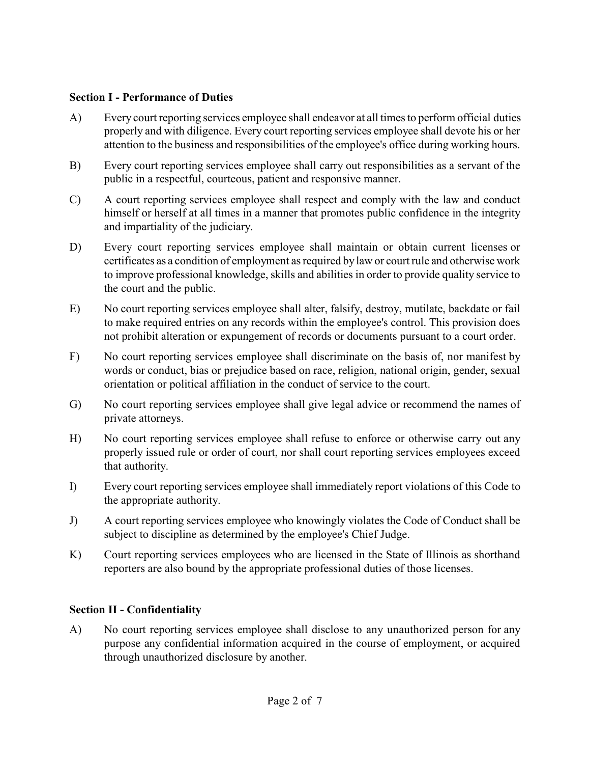## Section I - Performance of Duties

A) Every court reporting services employee shall endeavor at all times to perform official duties properly and with diligence. Every court reporting services employee shall devote his or her attention to the business and responsibilities of the employee's office during working hours.

B) Every court reporting services employee shall carry out responsibilities as a servant of the public in a respectful, courteous, patient and responsive manner.

C) A court reporting services employee shall respect and comply with the law and conduct himself or herself at all times in a manner that promotes public confidence in the integrity and impartiality of the judiciary.

D) Every court reporting services employee shall maintain or obtain current licenses or certificates as a condition of employment as required by law or court rule and otherwise work to improve professional knowledge, skills and abilities in order to provide quality service to the court and the public.

E) No court reporting services employee shall alter, falsify, destroy, mutilate, backdate or fail to make required entries on any records within the employee's control. This provision does not prohibit alteration or expungement of records or documents pursuant to a court order.

F) No court reporting services employee shall discriminate on the basis of, nor manifest by words or conduct, bias or prejudice based on race, religion, national origin, gender, sexual orientation or political affiliation in the conduct of service to the court.

G) No court reporting services employee shall give legal advice or recommend the names of private attorneys.

H) No court reporting services employee shall refuse to enforce or otherwise carry out any properly issued rule or order of court, nor shall court reporting services employees exceed that authority.

I) Every court reporting services employee shall immediately report violations of this Code to the appropriate authority.

J) A court reporting services employee who knowingly violates the Code of Conduct shall be subject to discipline as determined by the employee's Chief Judge.

K) Court reporting services employees who are licensed in the State of Illinois as shorthand reporters are also bound by the appropriate professional duties of those licenses.

## Section II - Confidentiality

A) No court reporting services employee shall disclose to any unauthorized person for any purpose any confidential information acquired in the course of employment, or acquired through unauthorized disclosure by another.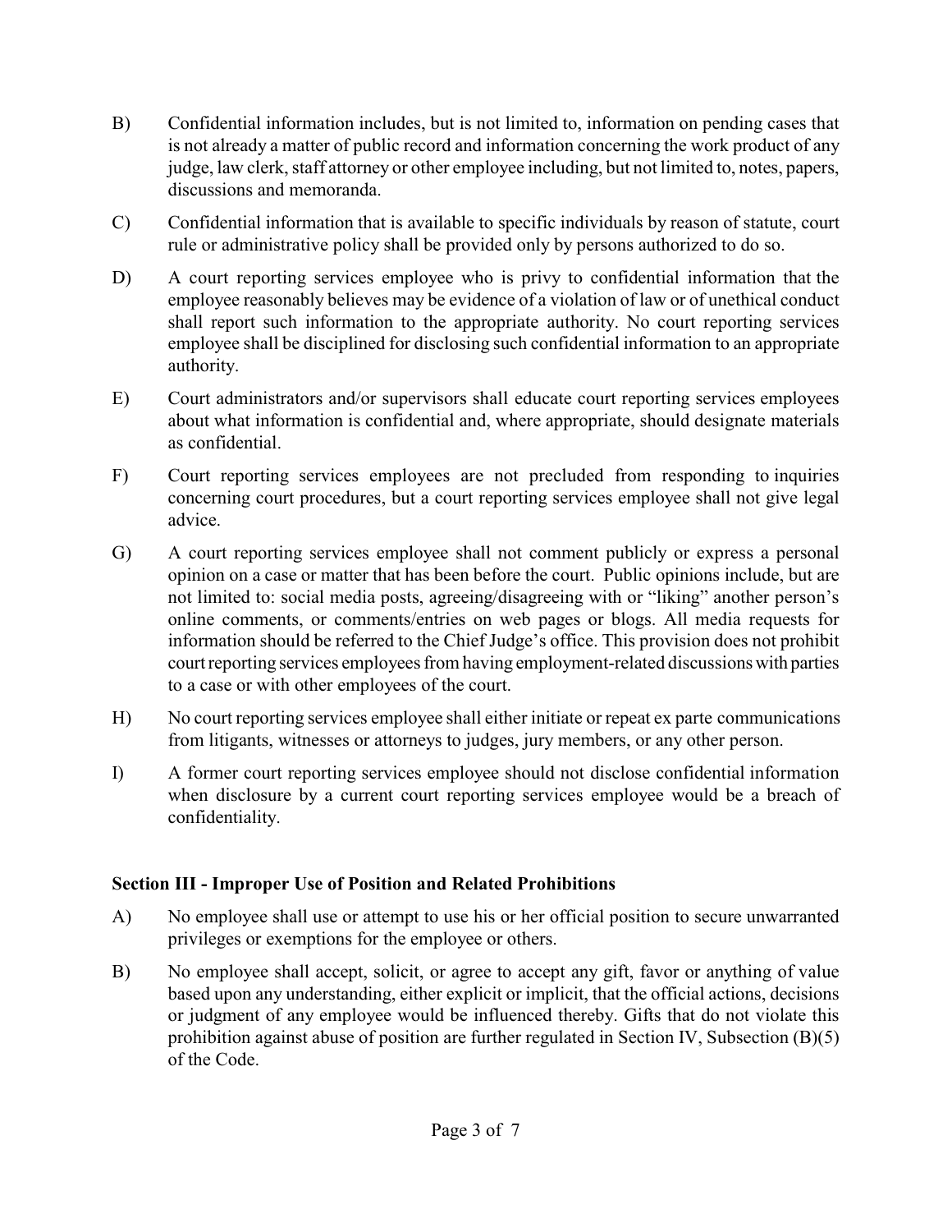B) Confidential information includes, but is not limited to, information on pending cases that is not already a matter of public record and information concerning the work product of any judge, law clerk, staff attorney or other employee including, but not limited to, notes, papers, discussions and memoranda.

C) Confidential information that is available to specific individuals by reason of statute, court rule or administrative policy shall be provided only by persons authorized to do so.

D) A court reporting services employee who is privy to confidential information that the employee reasonably believes may be evidence of a violation of law or of unethical conduct shall report such information to the appropriate authority. No court reporting services employee shall be disciplined for disclosing such confidential information to an appropriate authority.

E) Court administrators and/or supervisors shall educate court reporting services employees about what information is confidential and, where appropriate, should designate materials as confidential.

F) Court reporting services employees are not precluded from responding to inquiries concerning court procedures, but a court reporting services employee shall not give legal advice.

G) A court reporting services employee shall not comment publicly or express a personal opinion on a case or matter that has been before the court. Public opinions include, but are not limited to: social media posts, agreeing/disagreeing with or "liking" another person's online comments, or comments/entries on web pages or blogs. All media requests for information should be referred to the Chief Judge's office. This provision does not prohibit court reporting services employees from having employment-related discussions with parties to a case or with other employees of the court.

H) No court reporting services employee shall either initiate or repeat ex parte communications from litigants, witnesses or attorneys to judges, jury members, or any other person.

I) A former court reporting services employee should not disclose confidential information when disclosure by a current court reporting services employee would be a breach of confidentiality.

### Section III - Improper Use of Position and Related Prohibitions

A) No employee shall use or attempt to use his or her official position to secure unwarranted privileges or exemptions for the employee or others.

B) No employee shall accept, solicit, or agree to accept any gift, favor or anything of value based upon any understanding, either explicit or implicit, that the official actions, decisions or judgment of any employee would be influenced thereby. Gifts that do not violate this prohibition against abuse of position are further regulated in Section IV, Subsection (B)(5) of the Code.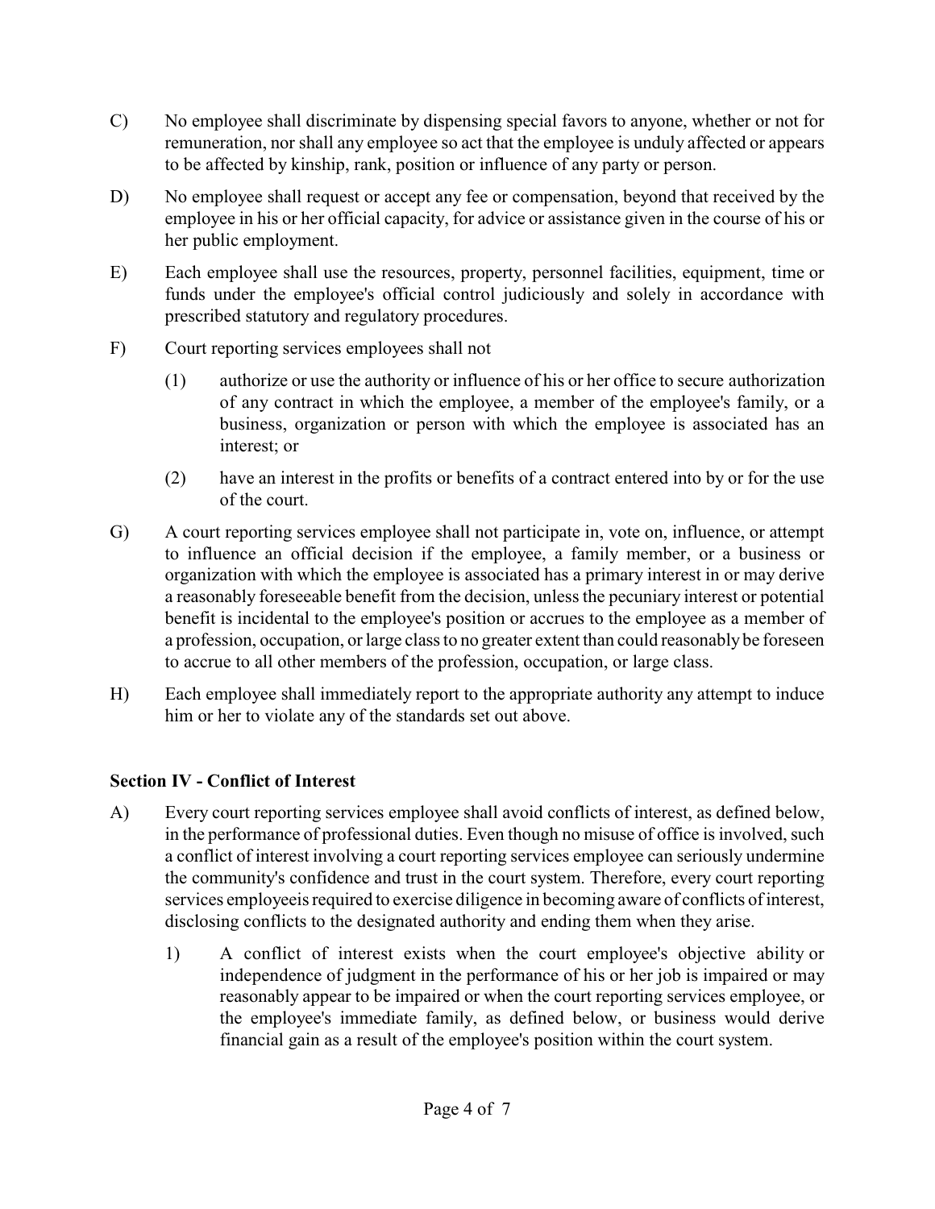C) No employee shall discriminate by dispensing special favors to anyone, whether or not for remuneration, nor shall any employee so act that the employee is unduly affected or appears to be affected by kinship, rank, position or influence of any party or person.

D) No employee shall request or accept any fee or compensation, beyond that received by the employee in his or her official capacity, for advice or assistance given in the course of his or her public employment.

E) Each employee shall use the resources, property, personnel facilities, equipment, time or funds under the employee's official control judiciously and solely in accordance with prescribed statutory and regulatory procedures.

F) Court reporting services employees shall not

(1) authorize or use the authority or influence of his or her office to secure authorization of any contract in which the employee, a member of the employee's family, or a business, organization or person with which the employee is associated has an interest; or

(2) have an interest in the profits or benefits of a contract entered into by or for the use of the court.

G) A court reporting services employee shall not participate in, vote on, influence, or attempt to influence an official decision if the employee, a family member, or a business or organization with which the employee is associated has a primary interest in or may derive a reasonably foreseeable benefit from the decision, unless the pecuniary interest or potential benefit is incidental to the employee's position or accrues to the employee as a member of a profession, occupation, or large class to no greater extent than could reasonably be foreseen to accrue to all other members of the profession, occupation, or large class.

H) Each employee shall immediately report to the appropriate authority any attempt to induce him or her to violate any of the standards set out above.

**Section IV - Conflict of Interest**

A) Every court reporting services employee shall avoid conflicts of interest, as defined below, in the performance of professional duties. Even though no misuse of office is involved, such a conflict of interest involving a court reporting services employee can seriously undermine the community's confidence and trust in the court system. Therefore, every court reporting services employeeis required to exercise diligence in becoming aware of conflicts of interest, disclosing conflicts to the designated authority and ending them when they arise.

1) A conflict of interest exists when the court employee's objective ability or independence of judgment in the performance of his or her job is impaired or may reasonably appear to be impaired or when the court reporting services employee, or the employee's immediate family, as defined below, or business would derive financial gain as a result of the employee's position within the court system.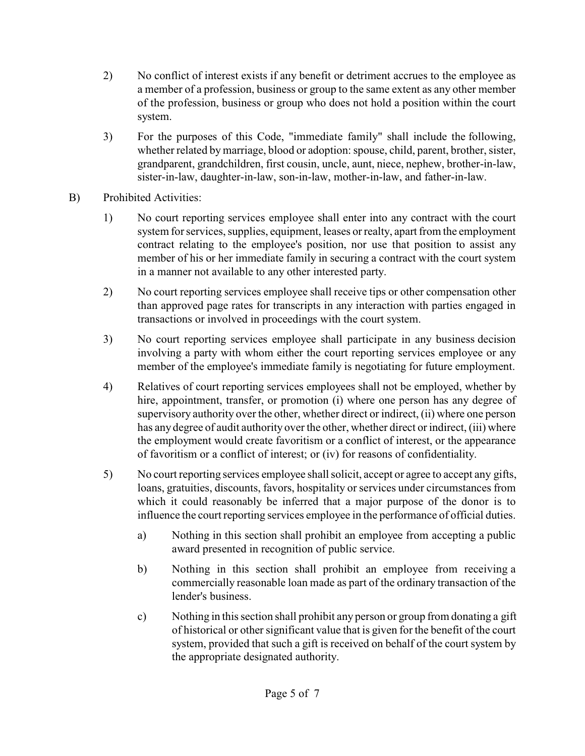2) No conflict of interest exists if any benefit or detriment accrues to the employee as a member of a profession, business or group to the same extent as any other member of the profession, business or group who does not hold a position within the court system.

3) For the purposes of this Code, "immediate family" shall include the following, whether related by marriage, blood or adoption: spouse, child, parent, brother, sister, grandparent, grandchildren, first cousin, uncle, aunt, niece, nephew, brother-in-law, sister-in-law, daughter-in-law, son-in-law, mother-in-law, and father-in-law.

B) Prohibited Activities:

1) No court reporting services employee shall enter into any contract with the court system for services, supplies, equipment, leases or realty, apart from the employment contract relating to the employee's position, nor use that position to assist any member of his or her immediate family in securing a contract with the court system in a manner not available to any other interested party.

2) No court reporting services employee shall receive tips or other compensation other than approved page rates for transcripts in any interaction with parties engaged in transactions or involved in proceedings with the court system.

3) No court reporting services employee shall participate in any business decision involving a party with whom either the court reporting services employee or any member of the employee's immediate family is negotiating for future employment.

4) Relatives of court reporting services employees shall not be employed, whether by hire, appointment, transfer, or promotion (i) where one person has any degree of supervisory authority over the other, whether direct or indirect, (ii) where one person has any degree of audit authority over the other, whether direct or indirect, (iii) where the employment would create favoritism or a conflict of interest, or the appearance of favoritism or a conflict of interest; or (iv) for reasons of confidentiality.

5) No court reporting services employee shall solicit, accept or agree to accept any gifts, loans, gratuities, discounts, favors, hospitality or services under circumstances from which it could reasonably be inferred that a major purpose of the donor is to influence the court reporting services employee in the performance of official duties.

   a) Nothing in this section shall prohibit an employee from accepting a public award presented in recognition of public service.

   b) Nothing in this section shall prohibit an employee from receiving a commercially reasonable loan made as part of the ordinary transaction of the lender's business.

   c) Nothing in this section shall prohibit any person or group from donating a gift of historical or other significant value that is given for the benefit of the court system, provided that such a gift is received on behalf of the court system by the appropriate designated authority.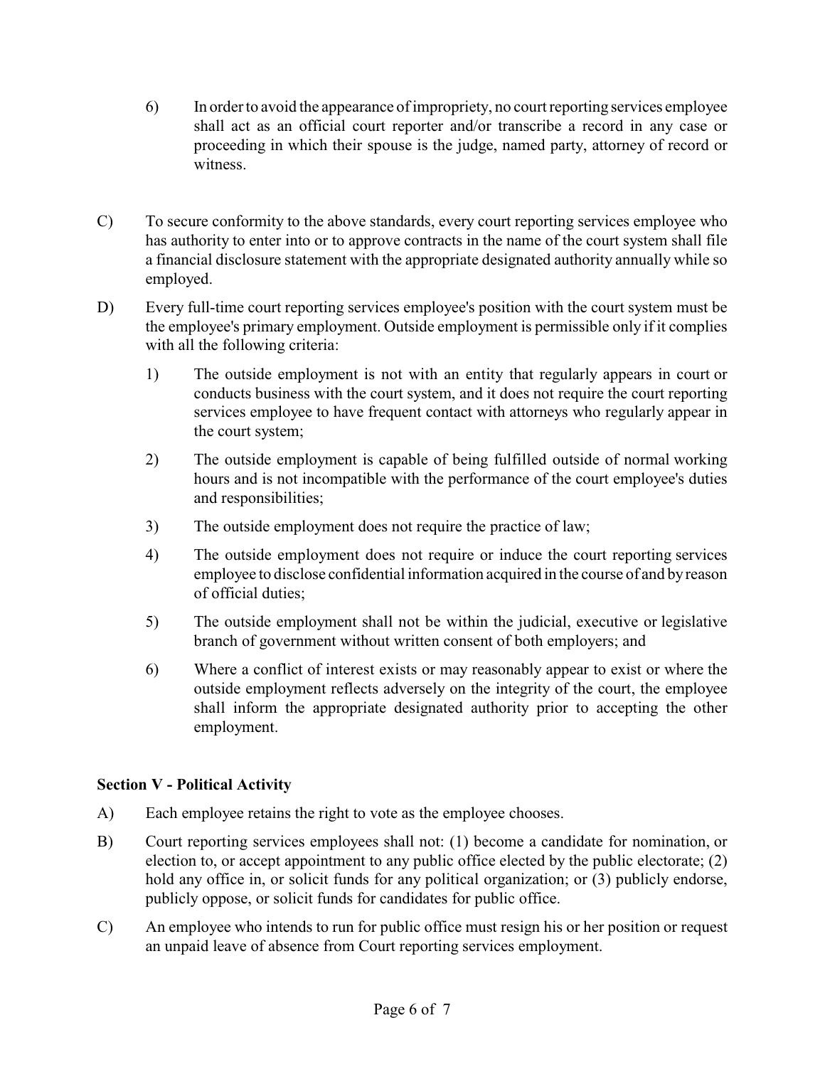6) In order to avoid the appearance of impropriety, no court reporting services employee shall act as an official court reporter and/or transcribe a record in any case or proceeding in which their spouse is the judge, named party, attorney of record or witness.

C) To secure conformity to the above standards, every court reporting services employee who has authority to enter into or to approve contracts in the name of the court system shall file a financial disclosure statement with the appropriate designated authority annually while so employed.

D) Every full-time court reporting services employee's position with the court system must be the employee's primary employment. Outside employment is permissible only if it complies with all the following criteria:

1) The outside employment is not with an entity that regularly appears in court or conducts business with the court system, and it does not require the court reporting services employee to have frequent contact with attorneys who regularly appear in the court system;

2) The outside employment is capable of being fulfilled outside of normal working hours and is not incompatible with the performance of the court employee's duties and responsibilities;

3) The outside employment does not require the practice of law;

4) The outside employment does not require or induce the court reporting services employee to disclose confidential information acquired in the course of and by reason of official duties;

5) The outside employment shall not be within the judicial, executive or legislative branch of government without written consent of both employers; and

6) Where a conflict of interest exists or may reasonably appear to exist or where the outside employment reflects adversely on the integrity of the court, the employee shall inform the appropriate designated authority prior to accepting the other employment.

**Section V - Political Activity**

A) Each employee retains the right to vote as the employee chooses.

B) Court reporting services employees shall not: (1) become a candidate for nomination, or election to, or accept appointment to any public office elected by the public electorate; (2) hold any office in, or solicit funds for any political organization; or (3) publicly endorse, publicly oppose, or solicit funds for candidates for public office.

C) An employee who intends to run for public office must resign his or her position or request an unpaid leave of absence from Court reporting services employment.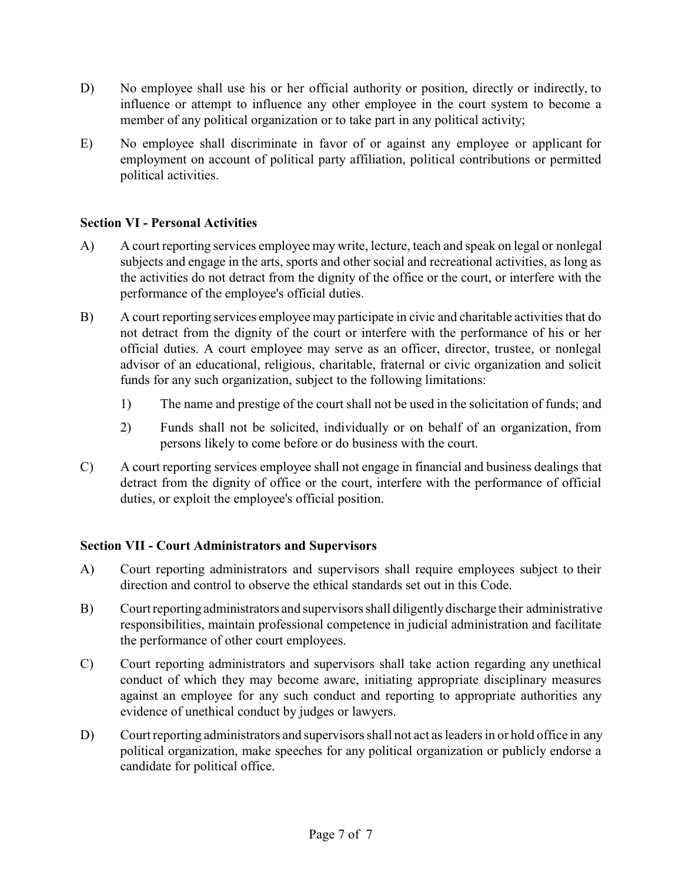D) No employee shall use his or her official authority or position, directly or indirectly, to influence or attempt to influence any other employee in the court system to become a member of any political organization or to take part in any political activity;

E) No employee shall discriminate in favor of or against any employee or applicant for employment on account of political party affiliation, political contributions or permitted political activities.

**Section VI - Personal Activities**

A) A court reporting services employee may write, lecture, teach and speak on legal or nonlegal subjects and engage in the arts, sports and other social and recreational activities, as long as the activities do not detract from the dignity of the office or the court, or interfere with the performance of the employee's official duties.

B) A court reporting services employee may participate in civic and charitable activities that do not detract from the dignity of the court or interfere with the performance of his or her official duties. A court employee may serve as an officer, director, trustee, or nonlegal advisor of an educational, religious, charitable, fraternal or civic organization and solicit funds for any such organization, subject to the following limitations:

   1) The name and prestige of the court shall not be used in the solicitation of funds; and

   2) Funds shall not be solicited, individually or on behalf of an organization, from persons likely to come before or do business with the court.

C) A court reporting services employee shall not engage in financial and business dealings that detract from the dignity of office or the court, interfere with the performance of official duties, or exploit the employee's official position.

**Section VII - Court Administrators and Supervisors**

A) Court reporting administrators and supervisors shall require employees subject to their direction and control to observe the ethical standards set out in this Code.

B) Court reporting administrators and supervisors shall diligently discharge their administrative responsibilities, maintain professional competence in judicial administration and facilitate the performance of other court employees.

C) Court reporting administrators and supervisors shall take action regarding any unethical conduct of which they may become aware, initiating appropriate disciplinary measures against an employee for any such conduct and reporting to appropriate authorities any evidence of unethical conduct by judges or lawyers.

D) Court reporting administrators and supervisors shall not act as leaders in or hold office in any political organization, make speeches for any political organization or publicly endorse a candidate for political office.